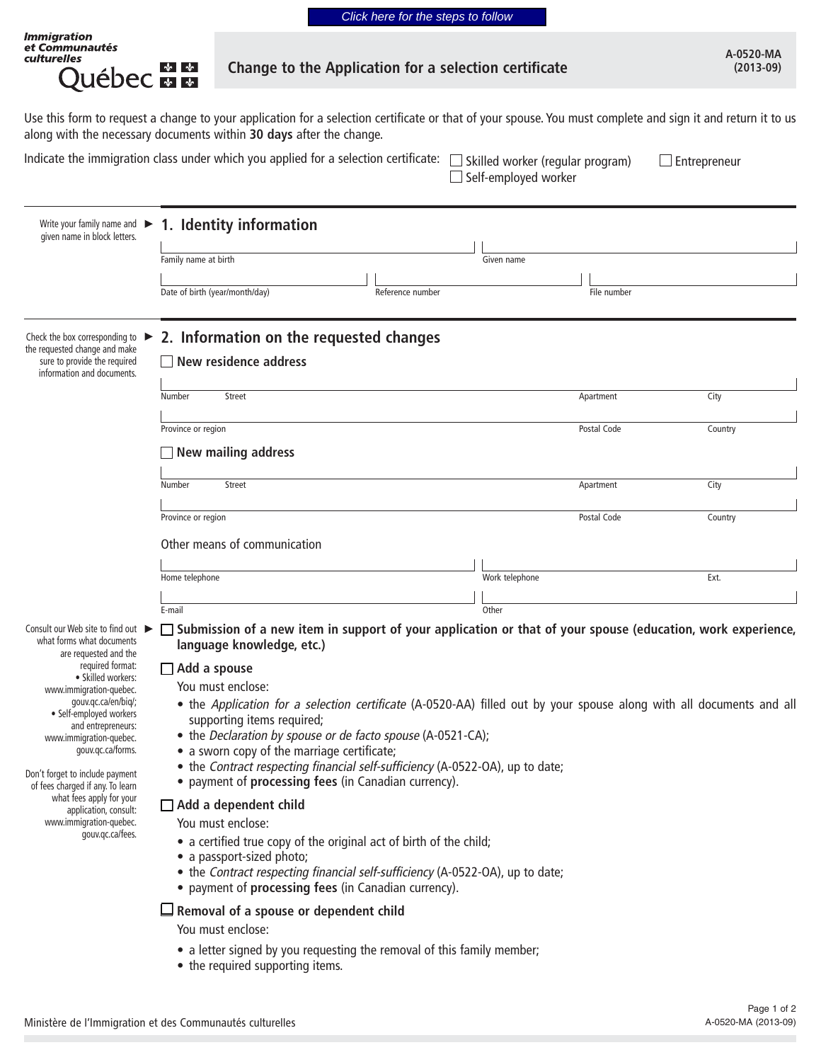Click here for the steps to follow

Immigration et Communautés culturelles
Québec

# Change to the Application for a selection certificate

A-0520-MA (2013-09)

Use this form to request a change to your application for a selection certificate or that of your spouse. You must complete and sign it and return it to us along with the necessary documents within **30 days** after the change.

Indicate the immigration class under which you applied for a selection certificate: ☐ Skilled worker (regular program) ☐ Entrepreneur ☐ Self-employed worker

## 1. Identity information

*Write your family name and given name in block letters.*

Family name at birth | Given name

Date of birth (year/month/day) | Reference number | File number

## 2. Information on the requested changes

*Check the box corresponding to the requested change and make sure to provide the required information and documents.*

☐ **New residence address**

Number | Street | Apartment | City

Province or region | Postal Code | Country

☐ **New mailing address**

Number | Street | Apartment | City

Province or region | Postal Code | Country

Other means of communication

Home telephone | Work telephone | Ext.

E-mail | Other

*Consult our Web site to find out what forms what documents are requested and the required format:*
- *Skilled workers: www.immigration-quebec.gouv.qc.ca/en/biq/;*
- *Self-employed workers and entrepreneurs: www.immigration-quebec.gouv.qc.ca/forms.*

*Don't forget to include payment of fees charged if any. To learn what fees apply for your application, consult: www.immigration-quebec.gouv.qc.ca/fees.*

☐ **Submission of a new item in support of your application or that of your spouse (education, work experience, language knowledge, etc.)**

☐ **Add a spouse**

You must enclose:

- the *Application for a selection certificate* (A-0520-AA) filled out by your spouse along with all documents and all supporting items required;
- the *Declaration by spouse or de facto spouse* (A-0521-CA);
- a sworn copy of the marriage certificate;
- the *Contract respecting financial self-sufficiency* (A-0522-OA), up to date;
- payment of **processing fees** (in Canadian currency).

☐ **Add a dependent child**

You must enclose:

- a certified true copy of the original act of birth of the child;
- a passport-sized photo;
- the *Contract respecting financial self-sufficiency* (A-0522-OA), up to date;
- payment of **processing fees** (in Canadian currency).

☐ **Removal of a spouse or dependent child**

You must enclose:

- a letter signed by you requesting the removal of this family member;
- the required supporting items.

Ministère de l'Immigration et des Communautés culturelles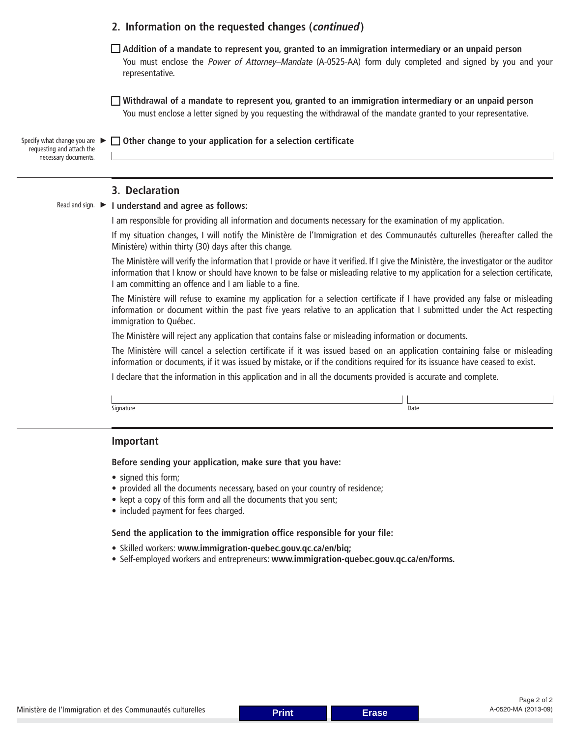## 2. Information on the requested changes (*continued*)

☐ **Addition of a mandate to represent you, granted to an immigration intermediary or an unpaid person**

You must enclose the *Power of Attorney–Mandate* (A-0525-AA) form duly completed and signed by you and your representative.

☐ **Withdrawal of a mandate to represent you, granted to an immigration intermediary or an unpaid person**

You must enclose a letter signed by you requesting the withdrawal of the mandate granted to your representative.

Specify what change you are requesting and attach the necessary documents. ► ☐ **Other change to your application for a selection certificate**

## 3. Declaration

Read and sign. ► **I understand and agree as follows:**

I am responsible for providing all information and documents necessary for the examination of my application.

If my situation changes, I will notify the Ministère de l'Immigration et des Communautés culturelles (hereafter called the Ministère) within thirty (30) days after this change.

The Ministère will verify the information that I provide or have it verified. If I give the Ministère, the investigator or the auditor information that I know or should have known to be false or misleading relative to my application for a selection certificate, I am committing an offence and I am liable to a fine.

The Ministère will refuse to examine my application for a selection certificate if I have provided any false or misleading information or document within the past five years relative to an application that I submitted under the Act respecting immigration to Québec.

The Ministère will reject any application that contains false or misleading information or documents.

The Ministère will cancel a selection certificate if it was issued based on an application containing false or misleading information or documents, if it was issued by mistake, or if the conditions required for its issuance have ceased to exist.

I declare that the information in this application and in all the documents provided is accurate and complete.

Signature

Date

## Important

**Before sending your application, make sure that you have:**

- signed this form;
- provided all the documents necessary, based on your country of residence;
- kept a copy of this form and all the documents that you sent;
- included payment for fees charged.

**Send the application to the immigration office responsible for your file:**

- Skilled workers: **www.immigration-quebec.gouv.qc.ca/en/biq;**
- Self-employed workers and entrepreneurs: **www.immigration-quebec.gouv.qc.ca/en/forms.**

Ministère de l'Immigration et des Communautés culturelles

A-0520-MA (2013-09)